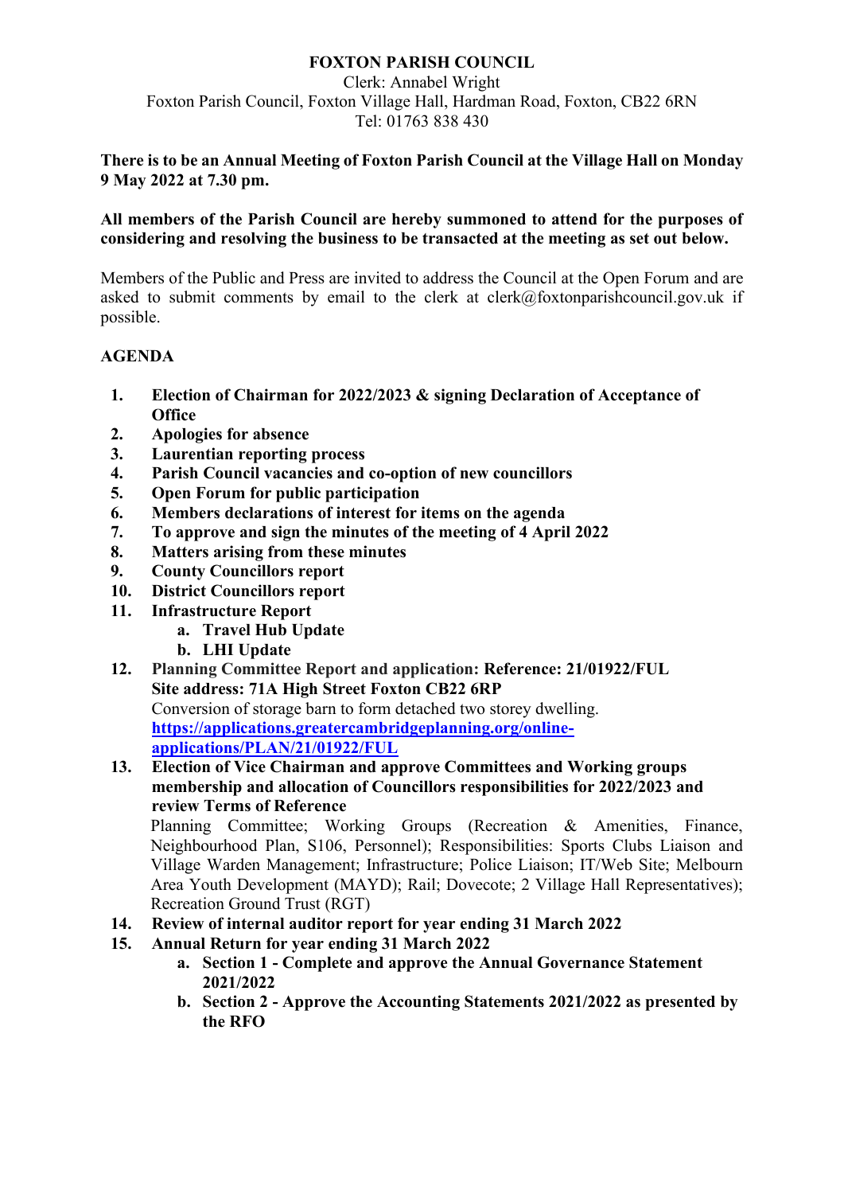**FOXTON PARISH COUNCIL**

Clerk: Annabel Wright
Foxton Parish Council, Foxton Village Hall, Hardman Road, Foxton, CB22 6RN
Tel: 01763 838 430

**There is to be an Annual Meeting of Foxton Parish Council at the Village Hall on Monday 9 May 2022 at 7.30 pm.**

**All members of the Parish Council are hereby summoned to attend for the purposes of considering and resolving the business to be transacted at the meeting as set out below.**

Members of the Public and Press are invited to address the Council at the Open Forum and are asked to submit comments by email to the clerk at clerk@foxtonparishcouncil.gov.uk if possible.

**AGENDA**

1. **Election of Chairman for 2022/2023 & signing Declaration of Acceptance of Office**
2. **Apologies for absence**
3. **Laurentian reporting process**
4. **Parish Council vacancies and co-option of new councillors**
5. **Open Forum for public participation**
6. **Members declarations of interest for items on the agenda**
7. **To approve and sign the minutes of the meeting of 4 April 2022**
8. **Matters arising from these minutes**
9. **County Councillors report**
10. **District Councillors report**
11. **Infrastructure Report**
    a. **Travel Hub Update**
    b. **LHI Update**
12. **Planning Committee Report and application: Reference: 21/01922/FUL**
    **Site address: 71A High Street Foxton CB22 6RP**
    Conversion of storage barn to form detached two storey dwelling.
    [https://applications.greatercambridgeplanning.org/online-applications/PLAN/21/01922/FUL](https://applications.greatercambridgeplanning.org/online-applications/PLAN/21/01922/FUL)
13. **Election of Vice Chairman and approve Committees and Working groups membership and allocation of Councillors responsibilities for 2022/2023 and review Terms of Reference**
    Planning Committee; Working Groups (Recreation & Amenities, Finance, Neighbourhood Plan, S106, Personnel); Responsibilities: Sports Clubs Liaison and Village Warden Management; Infrastructure; Police Liaison; IT/Web Site; Melbourn Area Youth Development (MAYD); Rail; Dovecote; 2 Village Hall Representatives); Recreation Ground Trust (RGT)
14. **Review of internal auditor report for year ending 31 March 2022**
15. **Annual Return for year ending 31 March 2022**
    a. **Section 1 - Complete and approve the Annual Governance Statement 2021/2022**
    b. **Section 2 - Approve the Accounting Statements 2021/2022 as presented by the RFO**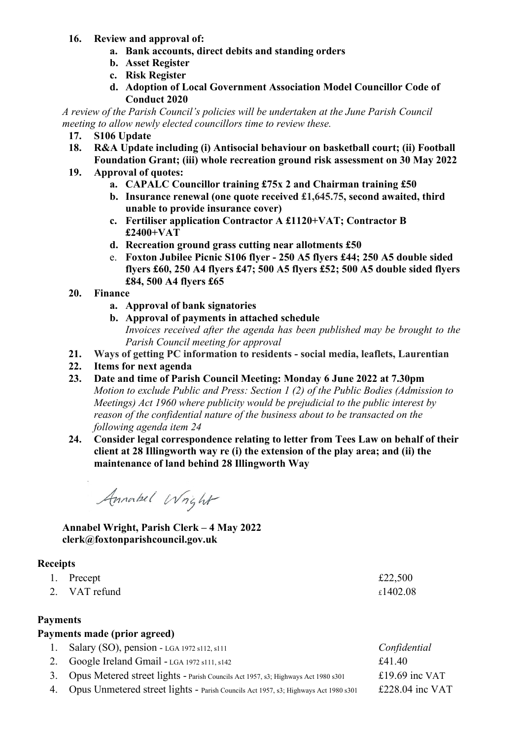16. **Review and approval of:**
    a. **Bank accounts, direct debits and standing orders**
    b. **Asset Register**
    c. **Risk Register**
    d. **Adoption of Local Government Association Model Councillor Code of Conduct 2020**

*A review of the Parish Council's policies will be undertaken at the June Parish Council meeting to allow newly elected councillors time to review these.*

17. **S106 Update**
18. **R&A Update including (i) Antisocial behaviour on basketball court; (ii) Football Foundation Grant; (iii) whole recreation ground risk assessment on 30 May 2022**
19. **Approval of quotes:**
    a. **CAPALC Councillor training £75x 2 and Chairman training £50**
    b. **Insurance renewal (one quote received £1,645.75, second awaited, third unable to provide insurance cover)**
    c. **Fertiliser application Contractor A £1120+VAT; Contractor B £2400+VAT**
    d. **Recreation ground grass cutting near allotments £50**
    e. **Foxton Jubilee Picnic S106 flyer - 250 A5 flyers £44; 250 A5 double sided flyers £60, 250 A4 flyers £47; 500 A5 flyers £52; 500 A5 double sided flyers £84, 500 A4 flyers £65**
20. **Finance**
    a. **Approval of bank signatories**
    b. **Approval of payments in attached schedule**
    *Invoices received after the agenda has been published may be brought to the Parish Council meeting for approval*
21. **Ways of getting PC information to residents - social media, leaflets, Laurentian**
22. **Items for next agenda**
23. **Date and time of Parish Council Meeting: Monday 6 June 2022 at 7.30pm**
    *Motion to exclude Public and Press: Section 1 (2) of the Public Bodies (Admission to Meetings) Act 1960 where publicity would be prejudicial to the public interest by reason of the confidential nature of the business about to be transacted on the following agenda item 24*
24. **Consider legal correspondence relating to letter from Tees Law on behalf of their client at 28 Illingworth way re (i) the extension of the play area; and (ii) the maintenance of land behind 28 Illingworth Way**

Annabel Wright

**Annabel Wright, Parish Clerk – 4 May 2022**
**clerk@foxtonparishcouncil.gov.uk**

## Receipts

| | | |
|---|---|---|
| 1. | Precept | £22,500 |
| 2. | VAT refund | £1402.08 |

## Payments

### Payments made (prior agreed)

| | | |
|---|---|---|
| 1. | Salary (SO), pension - LGA 1972 s112, s111 | *Confidential* |
| 2. | Google Ireland Gmail - LGA 1972 s111, s142 | £41.40 |
| 3. | Opus Metered street lights - Parish Councils Act 1957, s3; Highways Act 1980 s301 | £19.69 inc VAT |
| 4. | Opus Unmetered street lights - Parish Councils Act 1957, s3; Highways Act 1980 s301 | £228.04 inc VAT |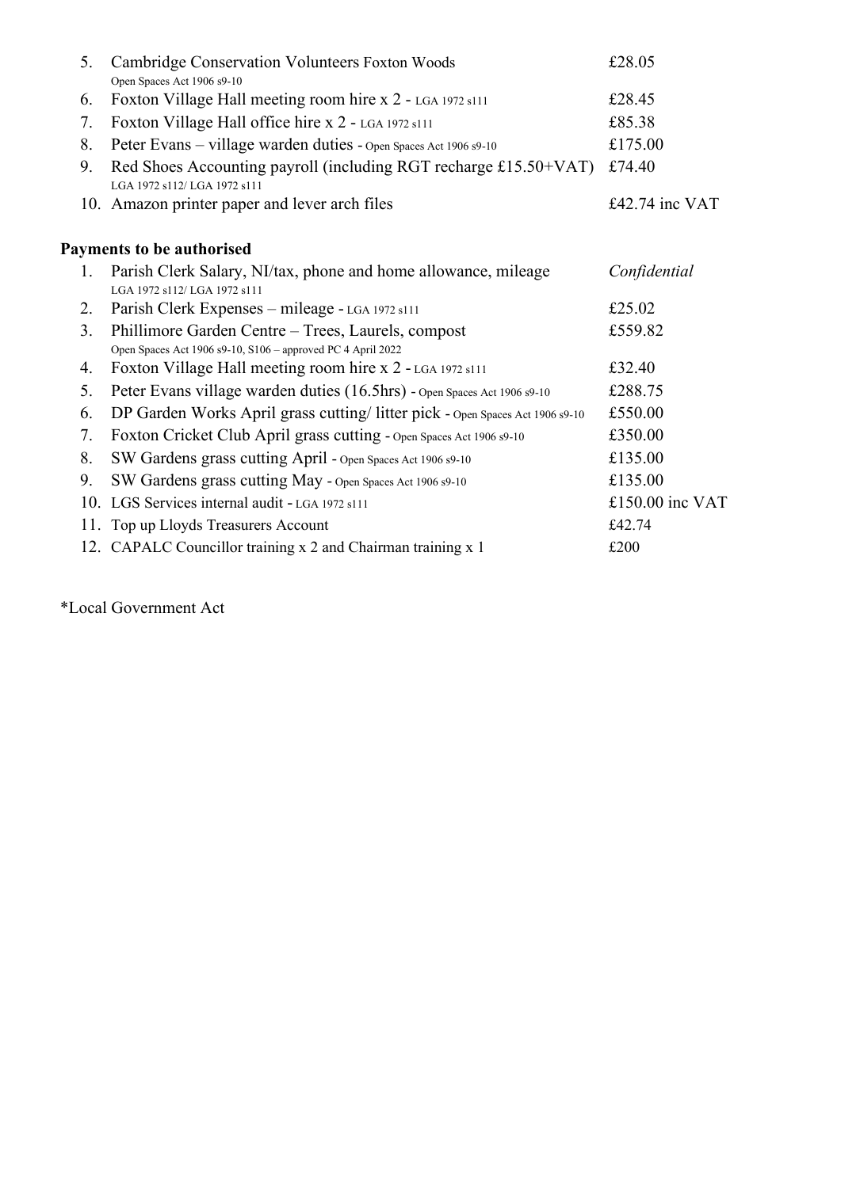5. Cambridge Conservation Volunteers Foxton Woods — £28.05
   Open Spaces Act 1906 s9-10
6. Foxton Village Hall meeting room hire x 2 - LGA 1972 s111 — £28.45
7. Foxton Village Hall office hire x 2 - LGA 1972 s111 — £85.38
8. Peter Evans – village warden duties - Open Spaces Act 1906 s9-10 — £175.00
9. Red Shoes Accounting payroll (including RGT recharge £15.50+VAT) — £74.40
   LGA 1972 s112/ LGA 1972 s111
10. Amazon printer paper and lever arch files — £42.74 inc VAT

**Payments to be authorised**

1. Parish Clerk Salary, NI/tax, phone and home allowance, mileage — *Confidential*
   LGA 1972 s112/ LGA 1972 s111
2. Parish Clerk Expenses – mileage - LGA 1972 s111 — £25.02
3. Phillimore Garden Centre – Trees, Laurels, compost — £559.82
   Open Spaces Act 1906 s9-10, S106 – approved PC 4 April 2022
4. Foxton Village Hall meeting room hire x 2 - LGA 1972 s111 — £32.40
5. Peter Evans village warden duties (16.5hrs) - Open Spaces Act 1906 s9-10 — £288.75
6. DP Garden Works April grass cutting/ litter pick - Open Spaces Act 1906 s9-10 — £550.00
7. Foxton Cricket Club April grass cutting - Open Spaces Act 1906 s9-10 — £350.00
8. SW Gardens grass cutting April - Open Spaces Act 1906 s9-10 — £135.00
9. SW Gardens grass cutting May - Open Spaces Act 1906 s9-10 — £135.00
10. LGS Services internal audit - LGA 1972 s111 — £150.00 inc VAT
11. Top up Lloyds Treasurers Account — £42.74
12. CAPALC Councillor training x 2 and Chairman training x 1 — £200

*Local Government Act